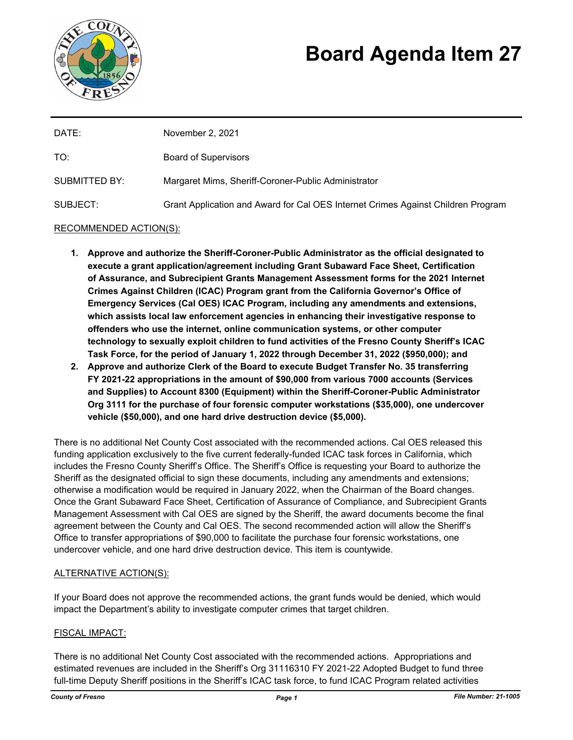# Board Agenda Item 27

DATE: November 2, 2021

TO: Board of Supervisors

SUBMITTED BY: Margaret Mims, Sheriff-Coroner-Public Administrator

SUBJECT: Grant Application and Award for Cal OES Internet Crimes Against Children Program

RECOMMENDED ACTION(S):

1. **Approve and authorize the Sheriff-Coroner-Public Administrator as the official designated to execute a grant application/agreement including Grant Subaward Face Sheet, Certification of Assurance, and Subrecipient Grants Management Assessment forms for the 2021 Internet Crimes Against Children (ICAC) Program grant from the California Governor's Office of Emergency Services (Cal OES) ICAC Program, including any amendments and extensions, which assists local law enforcement agencies in enhancing their investigative response to offenders who use the internet, online communication systems, or other computer technology to sexually exploit children to fund activities of the Fresno County Sheriff's ICAC Task Force, for the period of January 1, 2022 through December 31, 2022 ($950,000); and**
2. **Approve and authorize Clerk of the Board to execute Budget Transfer No. 35 transferring FY 2021-22 appropriations in the amount of $90,000 from various 7000 accounts (Services and Supplies) to Account 8300 (Equipment) within the Sheriff-Coroner-Public Administrator Org 3111 for the purchase of four forensic computer workstations ($35,000), one undercover vehicle ($50,000), and one hard drive destruction device ($5,000).**

There is no additional Net County Cost associated with the recommended actions. Cal OES released this funding application exclusively to the five current federally-funded ICAC task forces in California, which includes the Fresno County Sheriff's Office. The Sheriff's Office is requesting your Board to authorize the Sheriff as the designated official to sign these documents, including any amendments and extensions; otherwise a modification would be required in January 2022, when the Chairman of the Board changes. Once the Grant Subaward Face Sheet, Certification of Assurance of Compliance, and Subrecipient Grants Management Assessment with Cal OES are signed by the Sheriff, the award documents become the final agreement between the County and Cal OES. The second recommended action will allow the Sheriff's Office to transfer appropriations of $90,000 to facilitate the purchase four forensic workstations, one undercover vehicle, and one hard drive destruction device. This item is countywide.

ALTERNATIVE ACTION(S):

If your Board does not approve the recommended actions, the grant funds would be denied, which would impact the Department's ability to investigate computer crimes that target children.

FISCAL IMPACT:

There is no additional Net County Cost associated with the recommended actions. Appropriations and estimated revenues are included in the Sheriff's Org 31116310 FY 2021-22 Adopted Budget to fund three full-time Deputy Sheriff positions in the Sheriff's ICAC task force, to fund ICAC Program related activities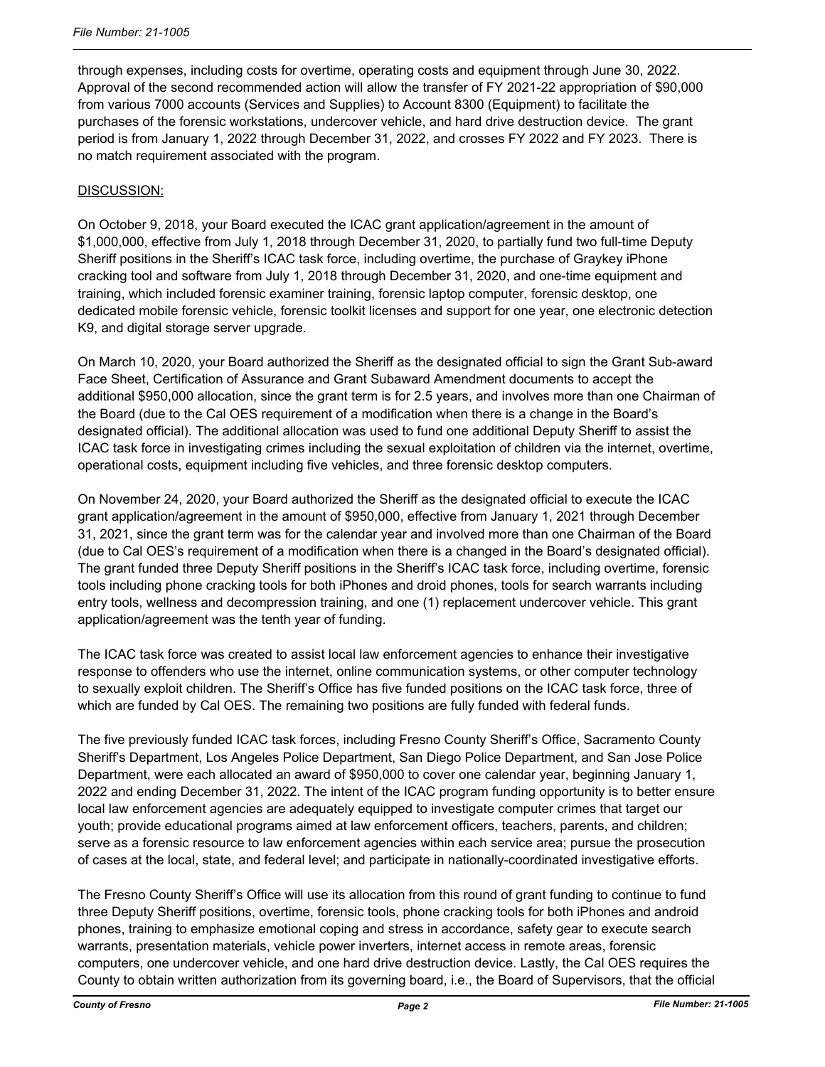through expenses, including costs for overtime, operating costs and equipment through June 30, 2022. Approval of the second recommended action will allow the transfer of FY 2021-22 appropriation of $90,000 from various 7000 accounts (Services and Supplies) to Account 8300 (Equipment) to facilitate the purchases of the forensic workstations, undercover vehicle, and hard drive destruction device. The grant period is from January 1, 2022 through December 31, 2022, and crosses FY 2022 and FY 2023. There is no match requirement associated with the program.

DISCUSSION:

On October 9, 2018, your Board executed the ICAC grant application/agreement in the amount of $1,000,000, effective from July 1, 2018 through December 31, 2020, to partially fund two full-time Deputy Sheriff positions in the Sheriff's ICAC task force, including overtime, the purchase of Graykey iPhone cracking tool and software from July 1, 2018 through December 31, 2020, and one-time equipment and training, which included forensic examiner training, forensic laptop computer, forensic desktop, one dedicated mobile forensic vehicle, forensic toolkit licenses and support for one year, one electronic detection K9, and digital storage server upgrade.

On March 10, 2020, your Board authorized the Sheriff as the designated official to sign the Grant Sub-award Face Sheet, Certification of Assurance and Grant Subaward Amendment documents to accept the additional $950,000 allocation, since the grant term is for 2.5 years, and involves more than one Chairman of the Board (due to the Cal OES requirement of a modification when there is a change in the Board's designated official). The additional allocation was used to fund one additional Deputy Sheriff to assist the ICAC task force in investigating crimes including the sexual exploitation of children via the internet, overtime, operational costs, equipment including five vehicles, and three forensic desktop computers.

On November 24, 2020, your Board authorized the Sheriff as the designated official to execute the ICAC grant application/agreement in the amount of $950,000, effective from January 1, 2021 through December 31, 2021, since the grant term was for the calendar year and involved more than one Chairman of the Board (due to Cal OES's requirement of a modification when there is a changed in the Board's designated official). The grant funded three Deputy Sheriff positions in the Sheriff's ICAC task force, including overtime, forensic tools including phone cracking tools for both iPhones and droid phones, tools for search warrants including entry tools, wellness and decompression training, and one (1) replacement undercover vehicle. This grant application/agreement was the tenth year of funding.

The ICAC task force was created to assist local law enforcement agencies to enhance their investigative response to offenders who use the internet, online communication systems, or other computer technology to sexually exploit children. The Sheriff's Office has five funded positions on the ICAC task force, three of which are funded by Cal OES. The remaining two positions are fully funded with federal funds.

The five previously funded ICAC task forces, including Fresno County Sheriff's Office, Sacramento County Sheriff's Department, Los Angeles Police Department, San Diego Police Department, and San Jose Police Department, were each allocated an award of $950,000 to cover one calendar year, beginning January 1, 2022 and ending December 31, 2022. The intent of the ICAC program funding opportunity is to better ensure local law enforcement agencies are adequately equipped to investigate computer crimes that target our youth; provide educational programs aimed at law enforcement officers, teachers, parents, and children; serve as a forensic resource to law enforcement agencies within each service area; pursue the prosecution of cases at the local, state, and federal level; and participate in nationally-coordinated investigative efforts.

The Fresno County Sheriff's Office will use its allocation from this round of grant funding to continue to fund three Deputy Sheriff positions, overtime, forensic tools, phone cracking tools for both iPhones and android phones, training to emphasize emotional coping and stress in accordance, safety gear to execute search warrants, presentation materials, vehicle power inverters, internet access in remote areas, forensic computers, one undercover vehicle, and one hard drive destruction device. Lastly, the Cal OES requires the County to obtain written authorization from its governing board, i.e., the Board of Supervisors, that the official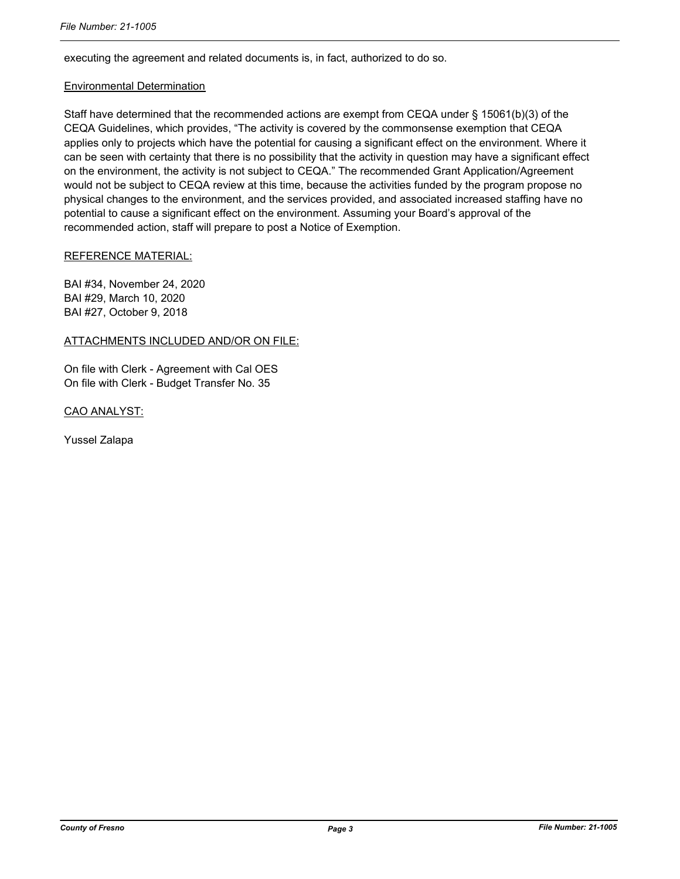executing the agreement and related documents is, in fact, authorized to do so.

Environmental Determination

Staff have determined that the recommended actions are exempt from CEQA under § 15061(b)(3) of the CEQA Guidelines, which provides, “The activity is covered by the commonsense exemption that CEQA applies only to projects which have the potential for causing a significant effect on the environment. Where it can be seen with certainty that there is no possibility that the activity in question may have a significant effect on the environment, the activity is not subject to CEQA.” The recommended Grant Application/Agreement would not be subject to CEQA review at this time, because the activities funded by the program propose no physical changes to the environment, and the services provided, and associated increased staffing have no potential to cause a significant effect on the environment. Assuming your Board’s approval of the recommended action, staff will prepare to post a Notice of Exemption.

REFERENCE MATERIAL:

BAI #34, November 24, 2020
BAI #29, March 10, 2020
BAI #27, October 9, 2018

ATTACHMENTS INCLUDED AND/OR ON FILE:

On file with Clerk - Agreement with Cal OES
On file with Clerk - Budget Transfer No. 35

CAO ANALYST:

Yussel Zalapa